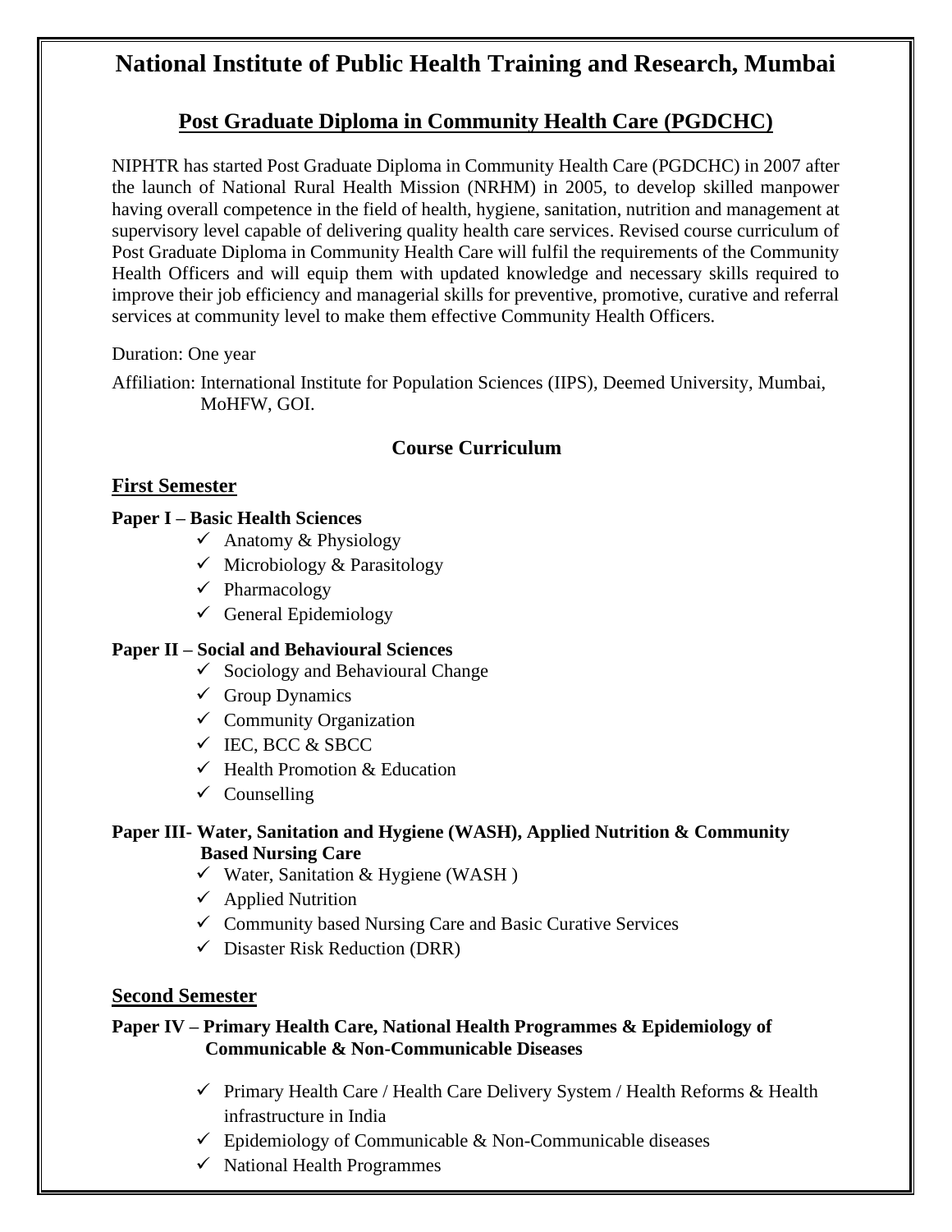# National Institute of Public Health Training and Research, Mumbai

## Post Graduate Diploma in Community Health Care (PGDCHC)

NIPHTR has started Post Graduate Diploma in Community Health Care (PGDCHC) in 2007 after the launch of National Rural Health Mission (NRHM) in 2005, to develop skilled manpower having overall competence in the field of health, hygiene, sanitation, nutrition and management at supervisory level capable of delivering quality health care services. Revised course curriculum of Post Graduate Diploma in Community Health Care will fulfil the requirements of the Community Health Officers and will equip them with updated knowledge and necessary skills required to improve their job efficiency and managerial skills for preventive, promotive, curative and referral services at community level to make them effective Community Health Officers.

Duration: One year

Affiliation: International Institute for Population Sciences (IIPS), Deemed University, Mumbai, MoHFW, GOI.

### Course Curriculum

### First Semester

**Paper I – Basic Health Sciences**

- ✓ Anatomy & Physiology
- ✓ Microbiology & Parasitology
- ✓ Pharmacology
- ✓ General Epidemiology

**Paper II – Social and Behavioural Sciences**

- ✓ Sociology and Behavioural Change
- ✓ Group Dynamics
- ✓ Community Organization
- ✓ IEC, BCC & SBCC
- ✓ Health Promotion & Education
- ✓ Counselling

**Paper III- Water, Sanitation and Hygiene (WASH), Applied Nutrition & Community Based Nursing Care**

- ✓ Water, Sanitation & Hygiene (WASH )
- ✓ Applied Nutrition
- ✓ Community based Nursing Care and Basic Curative Services
- ✓ Disaster Risk Reduction (DRR)

### Second Semester

**Paper IV – Primary Health Care, National Health Programmes & Epidemiology of Communicable & Non-Communicable Diseases**

- ✓ Primary Health Care / Health Care Delivery System / Health Reforms & Health infrastructure in India
- ✓ Epidemiology of Communicable & Non-Communicable diseases
- ✓ National Health Programmes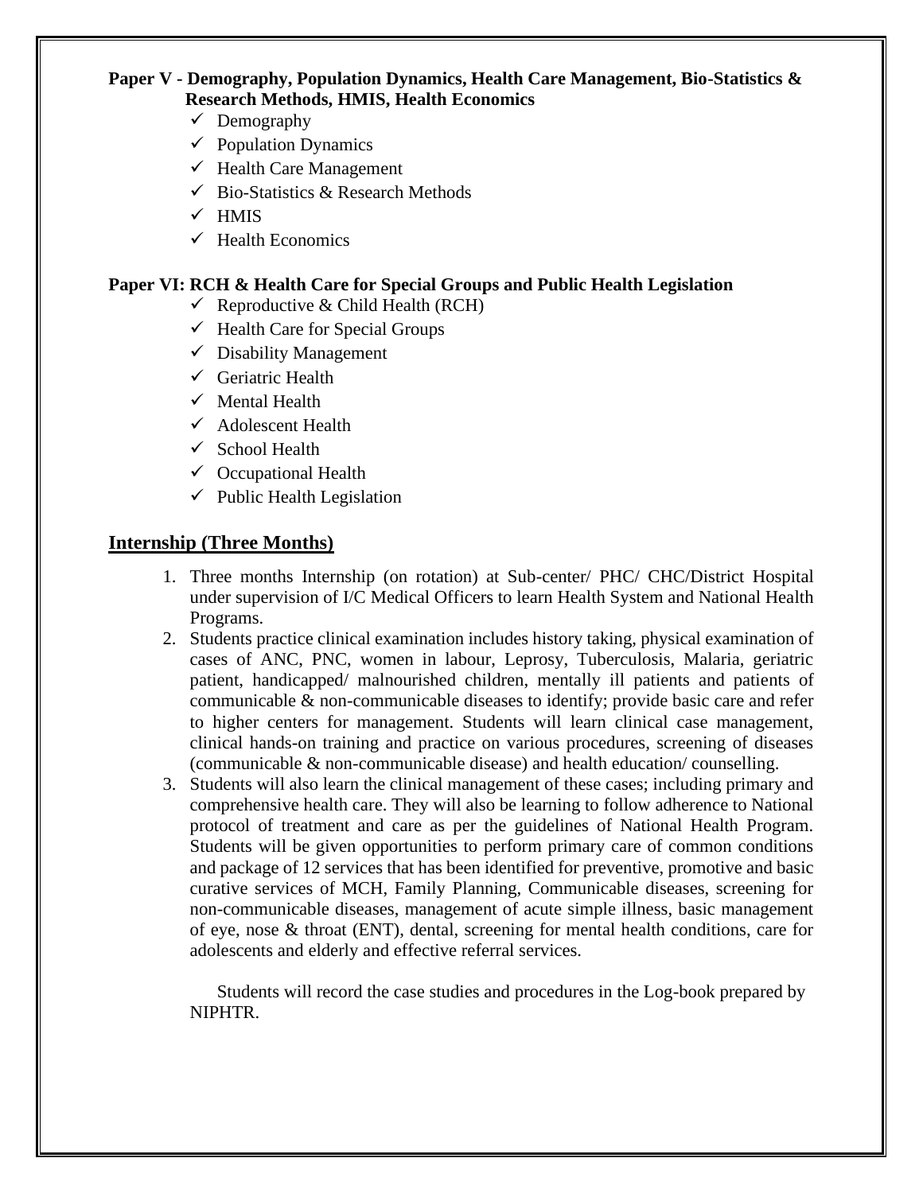**Paper V - Demography, Population Dynamics, Health Care Management, Bio-Statistics & Research Methods, HMIS, Health Economics**

- ✓ Demography
- ✓ Population Dynamics
- ✓ Health Care Management
- ✓ Bio-Statistics & Research Methods
- ✓ HMIS
- ✓ Health Economics

**Paper VI: RCH & Health Care for Special Groups and Public Health Legislation**

- ✓ Reproductive & Child Health (RCH)
- ✓ Health Care for Special Groups
- ✓ Disability Management
- ✓ Geriatric Health
- ✓ Mental Health
- ✓ Adolescent Health
- ✓ School Health
- ✓ Occupational Health
- ✓ Public Health Legislation

## Internship (Three Months)

1. Three months Internship (on rotation) at Sub-center/ PHC/ CHC/District Hospital under supervision of I/C Medical Officers to learn Health System and National Health Programs.
2. Students practice clinical examination includes history taking, physical examination of cases of ANC, PNC, women in labour, Leprosy, Tuberculosis, Malaria, geriatric patient, handicapped/ malnourished children, mentally ill patients and patients of communicable & non-communicable diseases to identify; provide basic care and refer to higher centers for management. Students will learn clinical case management, clinical hands-on training and practice on various procedures, screening of diseases (communicable & non-communicable disease) and health education/ counselling.
3. Students will also learn the clinical management of these cases; including primary and comprehensive health care. They will also be learning to follow adherence to National protocol of treatment and care as per the guidelines of National Health Program. Students will be given opportunities to perform primary care of common conditions and package of 12 services that has been identified for preventive, promotive and basic curative services of MCH, Family Planning, Communicable diseases, screening for non-communicable diseases, management of acute simple illness, basic management of eye, nose & throat (ENT), dental, screening for mental health conditions, care for adolescents and elderly and effective referral services.

Students will record the case studies and procedures in the Log-book prepared by NIPHTR.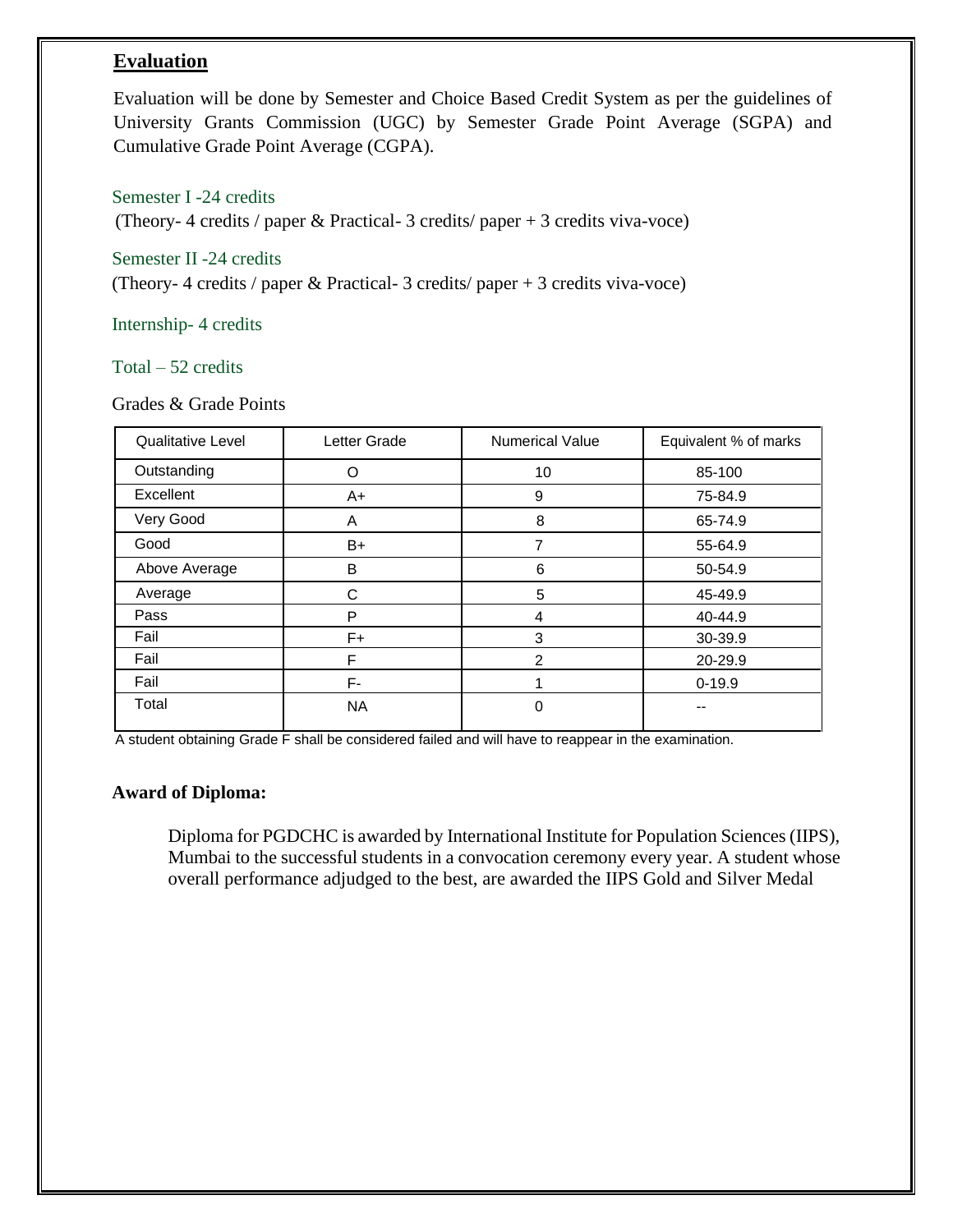## Evaluation

Evaluation will be done by Semester and Choice Based Credit System as per the guidelines of University Grants Commission (UGC) by Semester Grade Point Average (SGPA) and Cumulative Grade Point Average (CGPA).

Semester I -24 credits

(Theory- 4 credits / paper & Practical- 3 credits/ paper + 3 credits viva-voce)

Semester II -24 credits

(Theory- 4 credits / paper & Practical- 3 credits/ paper + 3 credits viva-voce)

Internship- 4 credits

Total – 52 credits

Grades & Grade Points

| Qualitative Level | Letter Grade | Numerical Value | Equivalent % of marks |
|---|---|---|---|
| Outstanding | O | 10 | 85-100 |
| Excellent | A+ | 9 | 75-84.9 |
| Very Good | A | 8 | 65-74.9 |
| Good | B+ | 7 | 55-64.9 |
| Above Average | B | 6 | 50-54.9 |
| Average | C | 5 | 45-49.9 |
| Pass | P | 4 | 40-44.9 |
| Fail | F+ | 3 | 30-39.9 |
| Fail | F | 2 | 20-29.9 |
| Fail | F- | 1 | 0-19.9 |
| Total | NA | 0 | -- |

A student obtaining Grade F shall be considered failed and will have to reappear in the examination.

**Award of Diploma:**

Diploma for PGDCHC is awarded by International Institute for Population Sciences (IIPS), Mumbai to the successful students in a convocation ceremony every year. A student whose overall performance adjudged to the best, are awarded the IIPS Gold and Silver Medal